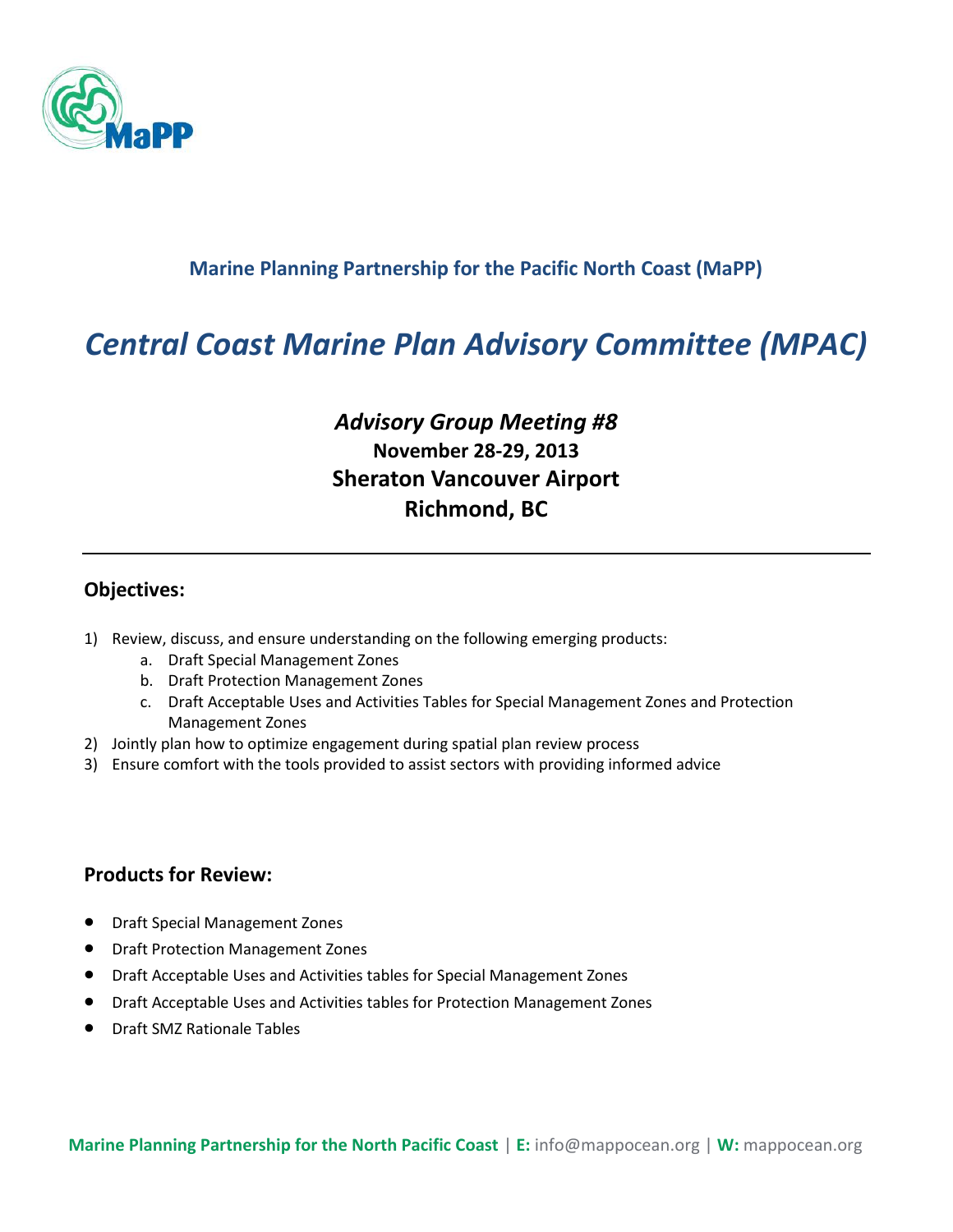**Marine Planning Partnership for the Pacific North Coast (MaPP)**

# *Central Coast Marine Plan Advisory Committee (MPAC)*

## *Advisory Group Meeting #8*

**November 28-29, 2013**

**Sheraton Vancouver Airport**

**Richmond, BC**

---

### Objectives:

1) Review, discuss, and ensure understanding on the following emerging products:
   a. Draft Special Management Zones
   b. Draft Protection Management Zones
   c. Draft Acceptable Uses and Activities Tables for Special Management Zones and Protection Management Zones
2) Jointly plan how to optimize engagement during spatial plan review process
3) Ensure comfort with the tools provided to assist sectors with providing informed advice

### Products for Review:

- Draft Special Management Zones
- Draft Protection Management Zones
- Draft Acceptable Uses and Activities tables for Special Management Zones
- Draft Acceptable Uses and Activities tables for Protection Management Zones
- Draft SMZ Rationale Tables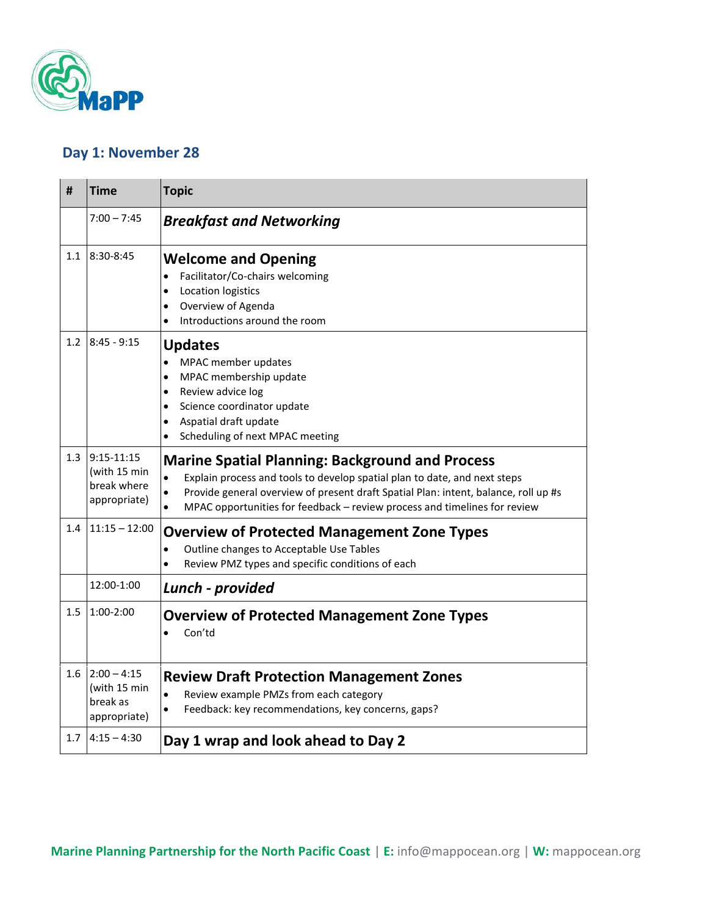## Day 1: November 28

| # | Time | Topic |
|---|---|---|
| | 7:00 – 7:45 | ***Breakfast and Networking*** |
| 1.1 | 8:30-8:45 | **Welcome and Opening**<br>• Facilitator/Co-chairs welcoming<br>• Location logistics<br>• Overview of Agenda<br>• Introductions around the room |
| 1.2 | 8:45 - 9:15 | **Updates**<br>• MPAC member updates<br>• MPAC membership update<br>• Review advice log<br>• Science coordinator update<br>• Aspatial draft update<br>• Scheduling of next MPAC meeting |
| 1.3 | 9:15-11:15 (with 15 min break where appropriate) | **Marine Spatial Planning: Background and Process**<br>• Explain process and tools to develop spatial plan to date, and next steps<br>• Provide general overview of present draft Spatial Plan: intent, balance, roll up #s<br>• MPAC opportunities for feedback – review process and timelines for review |
| 1.4 | 11:15 – 12:00 | **Overview of Protected Management Zone Types**<br>• Outline changes to Acceptable Use Tables<br>• Review PMZ types and specific conditions of each |
| | 12:00-1:00 | ***Lunch - provided*** |
| 1.5 | 1:00-2:00 | **Overview of Protected Management Zone Types**<br>• Con'td |
| 1.6 | 2:00 – 4:15 (with 15 min break as appropriate) | **Review Draft Protection Management Zones**<br>• Review example PMZs from each category<br>• Feedback: key recommendations, key concerns, gaps? |
| 1.7 | 4:15 – 4:30 | **Day 1 wrap and look ahead to Day 2** |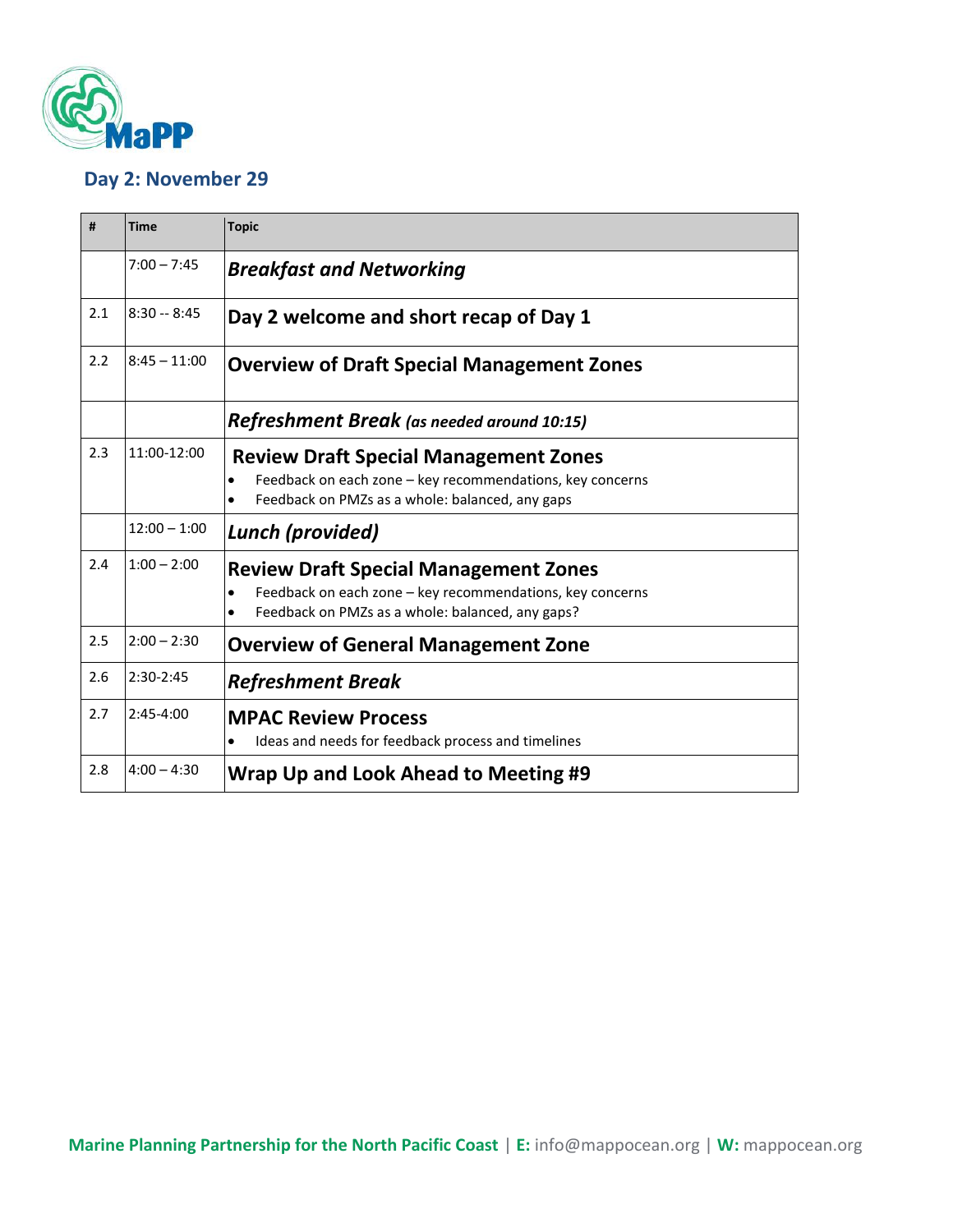## Day 2: November 29

| # | Time | Topic |
|---|---|---|
| | 7:00 – 7:45 | ***Breakfast and Networking*** |
| 2.1 | 8:30 -- 8:45 | **Day 2 welcome and short recap of Day 1** |
| 2.2 | 8:45 – 11:00 | **Overview of Draft Special Management Zones** |
| | | ***Refreshment Break** (as needed around 10:15)* |
| 2.3 | 11:00-12:00 | **Review Draft Special Management Zones**<br>• Feedback on each zone – key recommendations, key concerns<br>• Feedback on PMZs as a whole: balanced, any gaps |
| | 12:00 – 1:00 | ***Lunch (provided)*** |
| 2.4 | 1:00 – 2:00 | **Review Draft Special Management Zones**<br>• Feedback on each zone – key recommendations, key concerns<br>• Feedback on PMZs as a whole: balanced, any gaps? |
| 2.5 | 2:00 – 2:30 | **Overview of General Management Zone** |
| 2.6 | 2:30-2:45 | ***Refreshment Break*** |
| 2.7 | 2:45-4:00 | **MPAC Review Process**<br>• Ideas and needs for feedback process and timelines |
| 2.8 | 4:00 – 4:30 | **Wrap Up and Look Ahead to Meeting #9** |